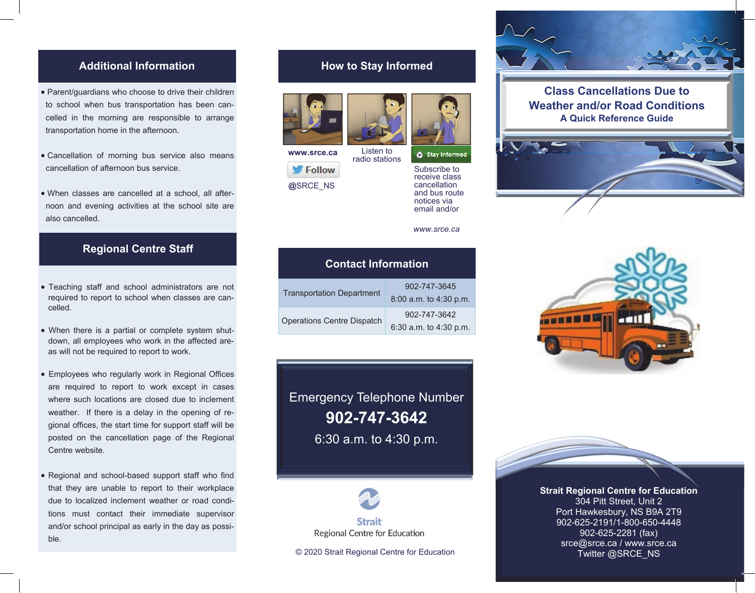## Additional Information

- Parent/guardians who choose to drive their children to school when bus transportation has been cancelled in the morning are responsible to arrange transportation home in the afternoon.
- Cancellation of morning bus service also means cancellation of afternoon bus service.
- When classes are cancelled at a school, all afternoon and evening activities at the school site are also cancelled.

## Regional Centre Staff

- Teaching staff and school administrators are not required to report to school when classes are cancelled.
- When there is a partial or complete system shutdown, all employees who work in the affected areas will not be required to report to work.
- Employees who regularly work in Regional Offices are required to report to work except in cases where such locations are closed due to inclement weather. If there is a delay in the opening of regional offices, the start time for support staff will be posted on the cancellation page of the Regional Centre website.
- Regional and school-based support staff who find that they are unable to report to their workplace due to localized inclement weather or road conditions must contact their immediate supervisor and/or school principal as early in the day as possible.

## How to Stay Informed

**www.srce.ca**

Follow @SRCE_NS

Listen to radio stations

Stay Informed

Subscribe to receive class cancellation and bus route notices via email and/or

*www.srce.ca*

## Contact Information

| | |
|---|---|
| Transportation Department | 902-747-3645<br>8:00 a.m. to 4:30 p.m. |
| Operations Centre Dispatch | 902-747-3642<br>6:30 a.m. to 4:30 p.m. |

Emergency Telephone Number

**902-747-3642**

6:30 a.m. to 4:30 p.m.

Strait Regional Centre for Education

© 2020 Strait Regional Centre for Education

# Class Cancellations Due to Weather and/or Road Conditions

**A Quick Reference Guide**

**Strait Regional Centre for Education**
304 Pitt Street, Unit 2
Port Hawkesbury, NS B9A 2T9
902-625-2191/1-800-650-4448
902-625-2281 (fax)
srce@srce.ca / www.srce.ca
Twitter @SRCE_NS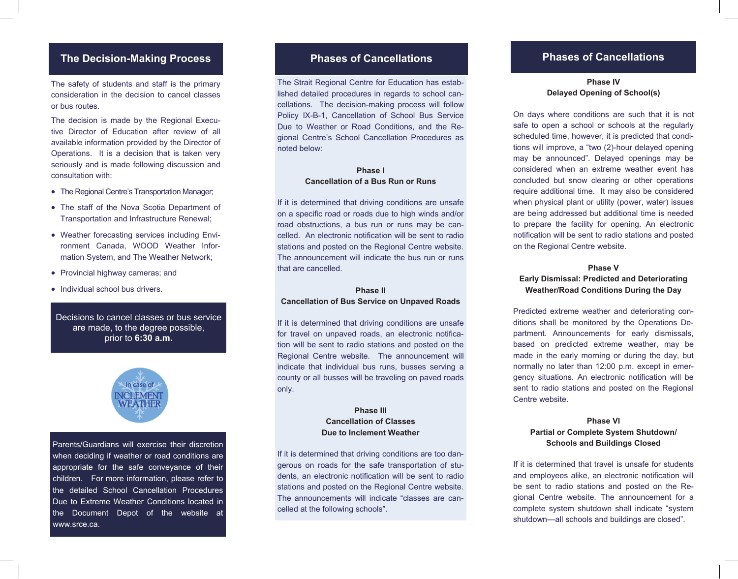## The Decision-Making Process

The safety of students and staff is the primary consideration in the decision to cancel classes or bus routes.

The decision is made by the Regional Executive Director of Education after review of all available information provided by the Director of Operations. It is a decision that is taken very seriously and is made following discussion and consultation with:

- The Regional Centre's Transportation Manager;
- The staff of the Nova Scotia Department of Transportation and Infrastructure Renewal;
- Weather forecasting services including Environment Canada, WOOD Weather Information System, and The Weather Network;
- Provincial highway cameras; and
- Individual school bus drivers.

Decisions to cancel classes or bus service are made, to the degree possible, prior to **6:30 a.m.**

In case of INCLEMENT WEATHER

Parents/Guardians will exercise their discretion when deciding if weather or road conditions are appropriate for the safe conveyance of their children. For more information, please refer to the detailed School Cancellation Procedures Due to Extreme Weather Conditions located in the Document Depot of the website at www.srce.ca.

## Phases of Cancellations

The Strait Regional Centre for Education has established detailed procedures in regards to school cancellations. The decision-making process will follow Policy IX-B-1, Cancellation of School Bus Service Due to Weather or Road Conditions, and the Regional Centre's School Cancellation Procedures as noted below:

### Phase I
### Cancellation of a Bus Run or Runs

If it is determined that driving conditions are unsafe on a specific road or roads due to high winds and/or road obstructions, a bus run or runs may be cancelled. An electronic notification will be sent to radio stations and posted on the Regional Centre website. The announcement will indicate the bus run or runs that are cancelled.

### Phase II
### Cancellation of Bus Service on Unpaved Roads

If it is determined that driving conditions are unsafe for travel on unpaved roads, an electronic notification will be sent to radio stations and posted on the Regional Centre website. The announcement will indicate that individual bus runs, busses serving a county or all busses will be traveling on paved roads only.

### Phase III
### Cancellation of Classes Due to Inclement Weather

If it is determined that driving conditions are too dangerous on roads for the safe transportation of students, an electronic notification will be sent to radio stations and posted on the Regional Centre website. The announcements will indicate "classes are cancelled at the following schools".

## Phases of Cancellations

### Phase IV
### Delayed Opening of School(s)

On days where conditions are such that it is not safe to open a school or schools at the regularly scheduled time, however, it is predicted that conditions will improve, a "two (2)-hour delayed opening may be announced". Delayed openings may be considered when an extreme weather event has concluded but snow clearing or other operations require additional time. It may also be considered when physical plant or utility (power, water) issues are being addressed but additional time is needed to prepare the facility for opening. An electronic notification will be sent to radio stations and posted on the Regional Centre website.

### Phase V
### Early Dismissal: Predicted and Deteriorating Weather/Road Conditions During the Day

Predicted extreme weather and deteriorating conditions shall be monitored by the Operations Department. Announcements for early dismissals, based on predicted extreme weather, may be made in the early morning or during the day, but normally no later than 12:00 p.m. except in emergency situations. An electronic notification will be sent to radio stations and posted on the Regional Centre website.

### Phase VI
### Partial or Complete System Shutdown/ Schools and Buildings Closed

If it is determined that travel is unsafe for students and employees alike, an electronic notification will be sent to radio stations and posted on the Regional Centre website. The announcement for a complete system shutdown shall indicate "system shutdown—all schools and buildings are closed".